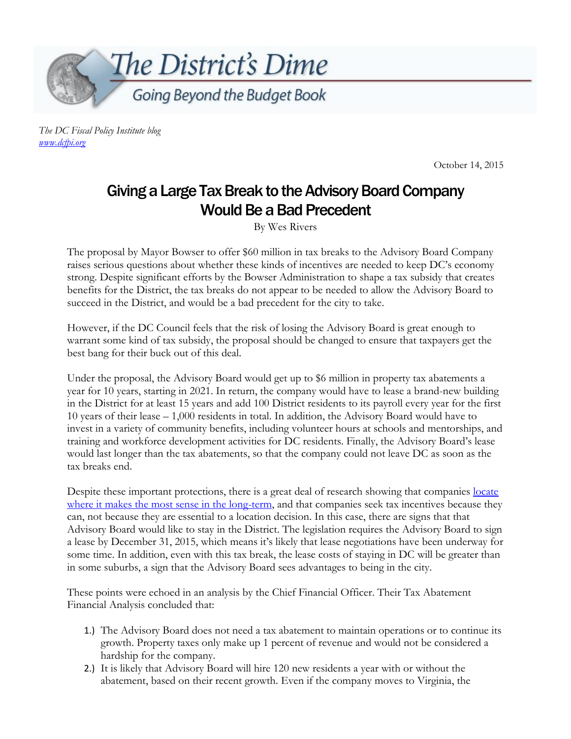The District's Dime

Going Beyond the Budget Book

*The DC Fiscal Policy Institute blog*
[www.dcfpi.org](http://www.dcfpi.org)

October 14, 2015

# Giving a Large Tax Break to the Advisory Board Company Would Be a Bad Precedent

By Wes Rivers

The proposal by Mayor Bowser to offer $60 million in tax breaks to the Advisory Board Company raises serious questions about whether these kinds of incentives are needed to keep DC's economy strong. Despite significant efforts by the Bowser Administration to shape a tax subsidy that creates benefits for the District, the tax breaks do not appear to be needed to allow the Advisory Board to succeed in the District, and would be a bad precedent for the city to take.

However, if the DC Council feels that the risk of losing the Advisory Board is great enough to warrant some kind of tax subsidy, the proposal should be changed to ensure that taxpayers get the best bang for their buck out of this deal.

Under the proposal, the Advisory Board would get up to $6 million in property tax abatements a year for 10 years, starting in 2021. In return, the company would have to lease a brand-new building in the District for at least 15 years and add 100 District residents to its payroll every year for the first 10 years of their lease – 1,000 residents in total. In addition, the Advisory Board would have to invest in a variety of community benefits, including volunteer hours at schools and mentorships, and training and workforce development activities for DC residents. Finally, the Advisory Board's lease would last longer than the tax abatements, so that the company could not leave DC as soon as the tax breaks end.

Despite these important protections, there is a great deal of research showing that companies [locate where it makes the most sense in the long-term](), and that companies seek tax incentives because they can, not because they are essential to a location decision. In this case, there are signs that that Advisory Board would like to stay in the District. The legislation requires the Advisory Board to sign a lease by December 31, 2015, which means it's likely that lease negotiations have been underway for some time. In addition, even with this tax break, the lease costs of staying in DC will be greater than in some suburbs, a sign that the Advisory Board sees advantages to being in the city.

These points were echoed in an analysis by the Chief Financial Officer. Their Tax Abatement Financial Analysis concluded that:

1.) The Advisory Board does not need a tax abatement to maintain operations or to continue its growth. Property taxes only make up 1 percent of revenue and would not be considered a hardship for the company.
2.) It is likely that Advisory Board will hire 120 new residents a year with or without the abatement, based on their recent growth. Even if the company moves to Virginia, the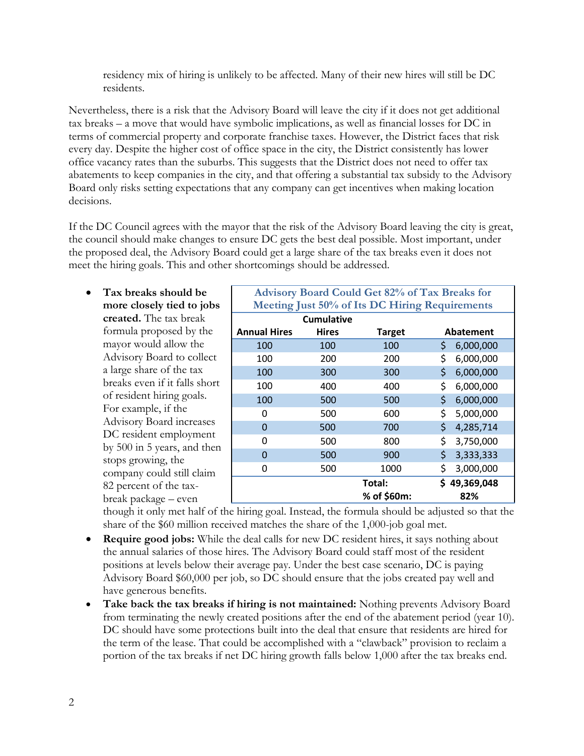residency mix of hiring is unlikely to be affected. Many of their new hires will still be DC residents.

Nevertheless, there is a risk that the Advisory Board will leave the city if it does not get additional tax breaks – a move that would have symbolic implications, as well as financial losses for DC in terms of commercial property and corporate franchise taxes. However, the District faces that risk every day. Despite the higher cost of office space in the city, the District consistently has lower office vacancy rates than the suburbs. This suggests that the District does not need to offer tax abatements to keep companies in the city, and that offering a substantial tax subsidy to the Advisory Board only risks setting expectations that any company can get incentives when making location decisions.

If the DC Council agrees with the mayor that the risk of the Advisory Board leaving the city is great, the council should make changes to ensure DC gets the best deal possible. Most important, under the proposed deal, the Advisory Board could get a large share of the tax breaks even it does not meet the hiring goals. This and other shortcomings should be addressed.

- **Tax breaks should be more closely tied to jobs created.** The tax break formula proposed by the mayor would allow the Advisory Board to collect a large share of the tax breaks even if it falls short of resident hiring goals. For example, if the Advisory Board increases DC resident employment by 500 in 5 years, and then stops growing, the company could still claim 82 percent of the tax-break package – even though it only met half of the hiring goal. Instead, the formula should be adjusted so that the share of the $60 million received matches the share of the 1,000-job goal met.

**Advisory Board Could Get 82% of Tax Breaks for Meeting Just 50% of Its DC Hiring Requirements**

| Annual Hires | Cumulative Hires | Target | Abatement |
|---|---|---|---|
| 100 | 100 | 100 | $ 6,000,000 |
| 100 | 200 | 200 | $ 6,000,000 |
| 100 | 300 | 300 | $ 6,000,000 |
| 100 | 400 | 400 | $ 6,000,000 |
| 100 | 500 | 500 | $ 6,000,000 |
| 0 | 500 | 600 | $ 5,000,000 |
| 0 | 500 | 700 | $ 4,285,714 |
| 0 | 500 | 800 | $ 3,750,000 |
| 0 | 500 | 900 | $ 3,333,333 |
| 0 | 500 | 1000 | $ 3,000,000 |
| | | **Total:** | **$ 49,369,048** |
| | | **% of $60m:** | **82%** |

- **Require good jobs:** While the deal calls for new DC resident hires, it says nothing about the annual salaries of those hires. The Advisory Board could staff most of the resident positions at levels below their average pay. Under the best case scenario, DC is paying Advisory Board $60,000 per job, so DC should ensure that the jobs created pay well and have generous benefits.
- **Take back the tax breaks if hiring is not maintained:** Nothing prevents Advisory Board from terminating the newly created positions after the end of the abatement period (year 10). DC should have some protections built into the deal that ensure that residents are hired for the term of the lease. That could be accomplished with a "clawback" provision to reclaim a portion of the tax breaks if net DC hiring growth falls below 1,000 after the tax breaks end.